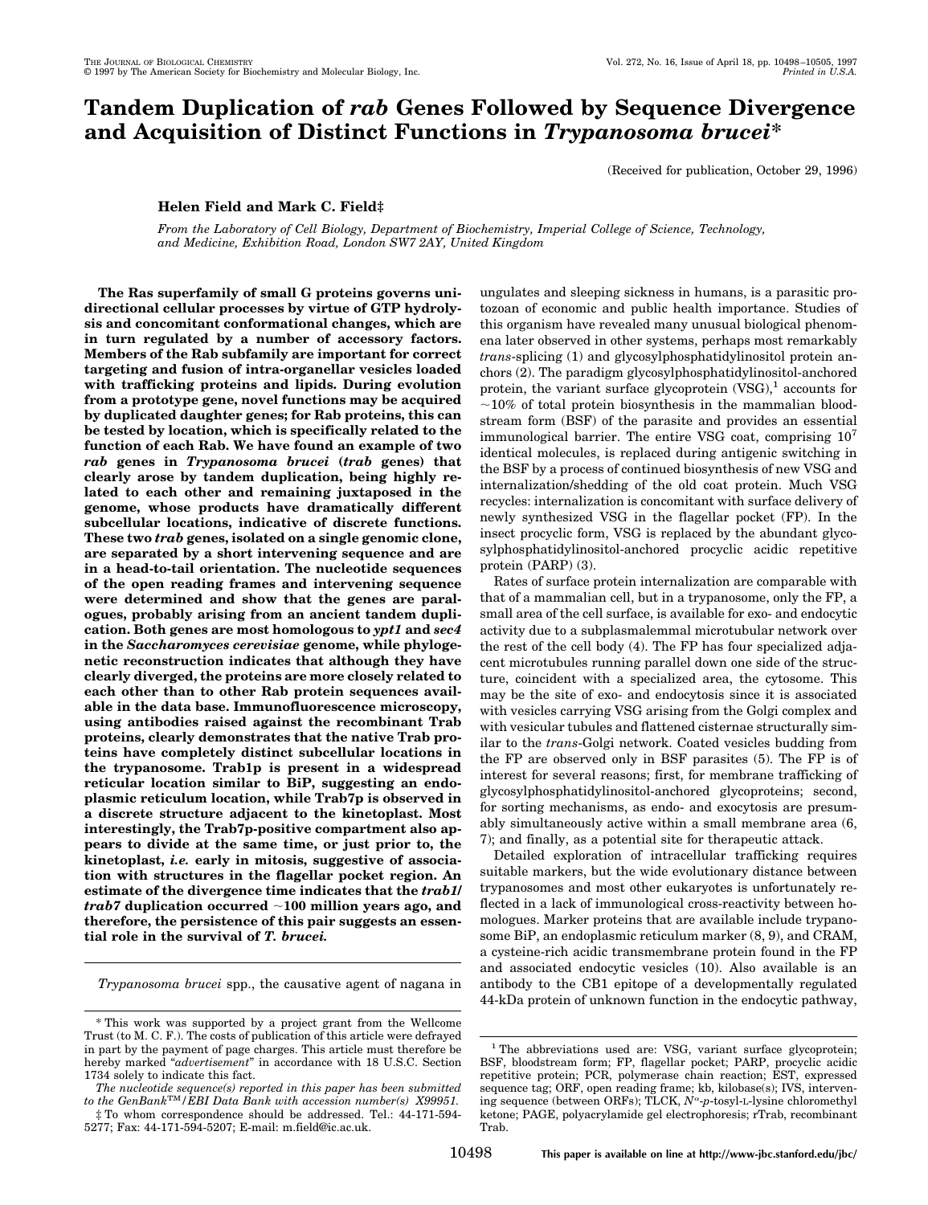# Tandem Duplication of *rab* Genes Followed by Sequence Divergence and Acquisition of Distinct Functions in *Trypanosoma brucei**

(Received for publication, October 29, 1996)

**Helen Field and Mark C. Field‡**

*From the Laboratory of Cell Biology, Department of Biochemistry, Imperial College of Science, Technology, and Medicine, Exhibition Road, London SW7 2AY, United Kingdom*

**The Ras superfamily of small G proteins governs unidirectional cellular processes by virtue of GTP hydrolysis and concomitant conformational changes, which are in turn regulated by a number of accessory factors. Members of the Rab subfamily are important for correct targeting and fusion of intra-organellar vesicles loaded with trafficking proteins and lipids. During evolution from a prototype gene, novel functions may be acquired by duplicated daughter genes; for Rab proteins, this can be tested by location, which is specifically related to the function of each Rab. We have found an example of two *rab* genes in *Trypanosoma brucei* (*trab* genes) that clearly arose by tandem duplication, being highly related to each other and remaining juxtaposed in the genome, whose products have dramatically different subcellular locations, indicative of discrete functions. These two *trab* genes, isolated on a single genomic clone, are separated by a short intervening sequence and are in a head-to-tail orientation. The nucleotide sequences of the open reading frames and intervening sequence were determined and show that the genes are paralogues, probably arising from an ancient tandem duplication. Both genes are most homologous to *ypt1* and *sec4* in the *Saccharomyces cerevisiae* genome, while phylogenetic reconstruction indicates that although they have clearly diverged, the proteins are more closely related to each other than to other Rab protein sequences available in the data base. Immunofluorescence microscopy, using antibodies raised against the recombinant Trab proteins, clearly demonstrates that the native Trab proteins have completely distinct subcellular locations in the trypanosome. Trab1p is present in a widespread reticular location similar to BiP, suggesting an endoplasmic reticulum location, while Trab7p is observed in a discrete structure adjacent to the kinetoplast. Most interestingly, the Trab7p-positive compartment also appears to divide at the same time, or just prior to, the kinetoplast, *i.e.* early in mitosis, suggestive of association with structures in the flagellar pocket region. An estimate of the divergence time indicates that the *trab1*/*trab7* duplication occurred ~100 million years ago, and therefore, the persistence of this pair suggests an essential role in the survival of *T. brucei*.**

*Trypanosoma brucei* spp., the causative agent of nagana in ungulates and sleeping sickness in humans, is a parasitic protozoan of economic and public health importance. Studies of this organism have revealed many unusual biological phenomena later observed in other systems, perhaps most remarkably *trans*-splicing (1) and glycosylphosphatidylinositol protein anchors (2). The paradigm glycosylphosphatidylinositol-anchored protein, the variant surface glycoprotein (VSG),[1] accounts for ~10% of total protein biosynthesis in the mammalian bloodstream form (BSF) of the parasite and provides an essential immunological barrier. The entire VSG coat, comprising $10^7$ identical molecules, is replaced during antigenic switching in the BSF by a process of continued biosynthesis of new VSG and internalization/shedding of the old coat protein. Much VSG recycles: internalization is concomitant with surface delivery of newly synthesized VSG in the flagellar pocket (FP). In the insect procyclic form, VSG is replaced by the abundant glycosylphosphatidylinositol-anchored procyclic acidic repetitive protein (PARP) (3).

Rates of surface protein internalization are comparable with that of a mammalian cell, but in a trypanosome, only the FP, a small area of the cell surface, is available for exo- and endocytic activity due to a subplasmalemmal microtubular network over the rest of the cell body (4). The FP has four specialized adjacent microtubules running parallel down one side of the structure, coincident with a specialized area, the cytosome. This may be the site of exo- and endocytosis since it is associated with vesicles carrying VSG arising from the Golgi complex and with vesicular tubules and flattened cisternae structurally similar to the *trans*-Golgi network. Coated vesicles budding from the FP are observed only in BSF parasites (5). The FP is of interest for several reasons; first, for membrane trafficking of glycosylphosphatidylinositol-anchored glycoproteins; second, for sorting mechanisms, as endo- and exocytosis are presumably simultaneously active within a small membrane area (6, 7); and finally, as a potential site for therapeutic attack.

Detailed exploration of intracellular trafficking requires suitable markers, but the wide evolutionary distance between trypanosomes and most other eukaryotes is unfortunately reflected in a lack of immunological cross-reactivity between homologues. Marker proteins that are available include trypanosome BiP, an endoplasmic reticulum marker (8, 9), and CRAM, a cysteine-rich acidic transmembrane protein found in the FP and associated endocytic vesicles (10). Also available is an antibody to the CB1 epitope of a developmentally regulated 44-kDa protein of unknown function in the endocytic pathway,

---

\* This work was supported by a project grant from the Wellcome Trust (to M. C. F.). The costs of publication of this article were defrayed in part by the payment of page charges. This article must therefore be hereby marked "*advertisement*" in accordance with 18 U.S.C. Section 1734 solely to indicate this fact.

*The nucleotide sequence(s) reported in this paper has been submitted to the GenBank™/EBI Data Bank with accession number(s) X99951.*

‡ To whom correspondence should be addressed. Tel.: 44-171-594-5277; Fax: 44-171-594-5207; E-mail: m.field@ic.ac.uk.

[1] The abbreviations used are: VSG, variant surface glycoprotein; BSF, bloodstream form; FP, flagellar pocket; PARP, procyclic acidic repetitive protein; PCR, polymerase chain reaction; EST, expressed sequence tag; ORF, open reading frame; kb, kilobase(s); IVS, intervening sequence (between ORFs); TLCK, $N^{\alpha}$-*p*-tosyl-L-lysine chloromethyl ketone; PAGE, polyacrylamide gel electrophoresis; rTrab, recombinant Trab.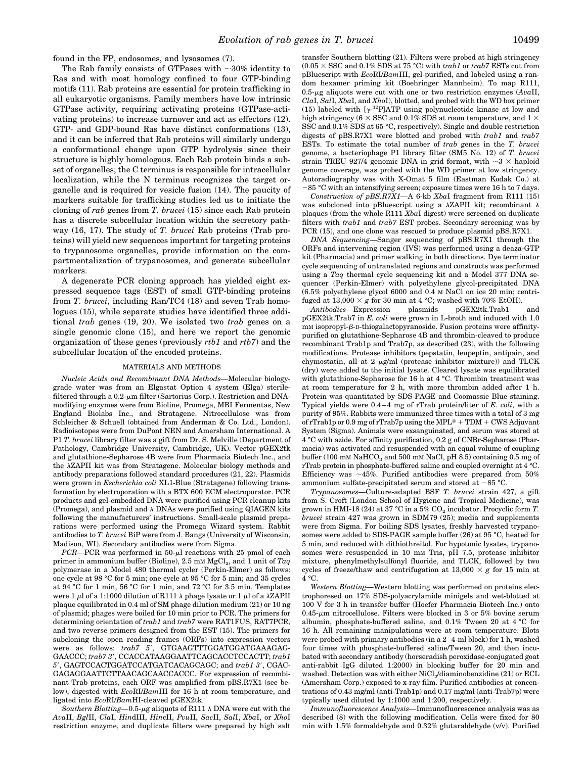found in the FP, endosomes, and lysosomes (7).

The Rab family consists of GTPases with ~30% identity to Ras and with most homology confined to four GTP-binding motifs (11). Rab proteins are essential for protein trafficking in all eukaryotic organisms. Family members have low intrinsic GTPase activity, requiring activating proteins (GTPase-activating proteins) to increase turnover and act as effectors (12). GTP- and GDP-bound Ras have distinct conformations (13), and it can be inferred that Rab proteins will similarly undergo a conformational change upon GTP hydrolysis since their structure is highly homologous. Each Rab protein binds a subset of organelles; the C terminus is responsible for intracellular localization, while the N terminus recognizes the target organelle and is required for vesicle fusion (14). The paucity of markers suitable for trafficking studies led us to initiate the cloning of *rab* genes from *T. brucei* (15) since each Rab protein has a discrete subcellular location within the secretory pathway (16, 17). The study of *T. brucei* Rab proteins (Trab proteins) will yield new sequences important for targeting proteins to trypanosome organelles, provide information on the compartmentalization of trypanosomes, and generate subcellular markers.

A degenerate PCR cloning approach has yielded eight expressed sequence tags (EST) of small GTP-binding proteins from *T. brucei*, including Ran/TC4 (18) and seven Trab homologues (15), while separate studies have identified three additional *trab* genes (19, 20). We isolated two *trab* genes on a single genomic clone (15), and here we report the genomic organization of these genes (previously *rtb1* and *rtb7*) and the subcellular location of the encoded proteins.

## MATERIALS AND METHODS

*Nucleic Acids and Recombinant DNA Methods*—Molecular biology-grade water was from an Elgastat Option 4 system (Elga) sterile-filtered through a 0.2-μm filter (Sartorius Corp.). Restriction and DNA-modifying enzymes were from Bioline, Promega, MBI Fermentas, New England Biolabs Inc., and Stratagene. Nitrocellulose was from Schleicher & Schuell (obtained from Anderman & Co. Ltd., London). Radioisotopes were from DuPont NEN and Amersham International. A P1 *T. brucei* library filter was a gift from Dr. S. Melville (Department of Pathology, Cambridge University, Cambridge, UK). Vector pGEX2tk and glutathione-Sepharose 4B were from Pharmacia Biotech Inc., and the λZAPII kit was from Stratagene. Molecular biology methods and antibody preparations followed standard procedures (21, 22). Plasmids were grown in *Escherichia coli* XL1-Blue (Stratagene) following transformation by electroporation with a BTX 600 ECM electroporator. PCR products and gel-embedded DNA were purified using PCR cleanup kits (Promega), and plasmid and λ DNAs were purified using QIAGEN kits following the manufacturers' instructions. Small-scale plasmid preparations were performed using the Promega Wizard system. Rabbit antibodies to *T. brucei* BiP were from J. Bangs (University of Wisconsin, Madison, WI). Secondary antibodies were from Sigma.

*PCR*—PCR was performed in 50-μl reactions with 25 pmol of each primer in ammonium buffer (Bioline), 2.5 mM $MgCl_2$, and 1 unit of *Taq* polymerase in a Model 480 thermal cycler (Perkin-Elmer) as follows: one cycle at 98 °C for 5 min; one cycle at 95 °C for 5 min; and 35 cycles at 94 °C for 1 min, 56 °C for 1 min, and 72 °C for 3.5 min. Templates were 1 μl of a 1:1000 dilution of R111 λ phage lysate or 1 μl of a λZAPII plaque equilibrated in 0.4 ml of SM phage dilution medium (21) or 10 ng of plasmid; phages were boiled for 10 min prior to PCR. The primers for determining orientation of *trab1* and *trab7* were RAT1FUS, RAT7PCR, and two reverse primers designed from the EST (15). The primers for subcloning the open reading frames (ORFs) into expression vectors were as follows: *trab7 5′*, GTGAAGTTTGGATGGATGAAAGAGGAACCC; *trab7 3′*, CCACCATAAGGAATTCAGCACCTCCACTT; *trab1 5′*, GAGTCCACTGGATCCATGATCACAGCAGC; and *trab1 3′*, CGACGAGAGGAATTCTTAACAGCAACCACCC. For expression of recombinant Trab proteins, each ORF was amplified from pBS.R7X1 (see below), digested with *Eco*RI/*Bam*HI for 16 h at room temperature, and ligated into *Eco*RI/*Bam*HI-cleaved pGEX2tk.

*Southern Blotting*—0.5-μg aliquots of R111 λ DNA were cut with the *Ava*II, *Bgl*II, *Cla*I, *Hin*dIII, *Hin*cII, *Pvu*II, *Sac*II, *Sal*I, *Xba*I, or *Xho*I restriction enzyme, and duplicate filters were prepared by high salt transfer Southern blotting (21). Filters were probed at high stringency (0.05 × SSC and 0.1% SDS at 75 °C) with *trab1* or *trab7* ESTs cut from pBluescript with *Eco*RI/*Bam*HI, gel-purified, and labeled using a random hexamer priming kit (Boehringer Mannheim). To map R111, 0.5-μg aliquots were cut with one or two restriction enzymes (*Ava*II, *Cla*I, *Sal*I, *Xba*I, and *Xho*I), blotted, and probed with the WD box primer (15) labeled with [γ-$^{32}$P]ATP using polynucleotide kinase at low and high stringency (6 × SSC and 0.1% SDS at room temperature, and 1 × SSC and 0.1% SDS at 65 °C, respectively). Single and double restriction digests of pBS.R7X1 were blotted and probed with *trab1* and *trab7* ESTs. To estimate the total number of *trab* genes in the *T. brucei* genome, a bacteriophage P1 library filter (SM5 No. 12) of *T. brucei* strain TREU 927/4 genomic DNA in grid format, with ~3 × haploid genome coverage, was probed with the WD primer at low stringency. Autoradiography was with X-Omat 5 film (Eastman Kodak Co.) at −85 °C with an intensifying screen; exposure times were 16 h to 7 days.

*Construction of pBS.R7X1*—A 6-kb *Xba*I fragment from R111 (15) was subcloned into pBluescript using a λZAPII kit; recombinant λ plaques (from the whole R111 *Xba*I digest) were screened on duplicate filters with *trab1* and *trab7* EST probes. Secondary screening was by PCR (15), and one clone was rescued to produce plasmid pBS.R7X1.

*DNA Sequencing*—Sanger sequencing of pBS.R7X1 through the ORFs and intervening region (IVS) was performed using a deaza-GTP kit (Pharmacia) and primer walking in both directions. Dye terminator cycle sequencing of untranslated regions and constructs was performed using a *Taq* thermal cycle sequencing kit and a Model 377 DNA sequencer (Perkin-Elmer) with polyethylene glycol-precipitated DNA (6.5% polyethylene glycol 6000 and 0.4 M NaCl on ice 20 min; centrifuged at 13,000 × *g* for 30 min at 4 °C; washed with 70% EtOH).

*Antibodies*—Expression plasmids pGEX2tk.Trab1 and pGEX2tk.Trab7 in *E. coli* were grown in L-broth and induced with 1.0 mM isopropyl-β-D-thiogalactopyranoside. Fusion proteins were affinity-purified on glutathione-Sepharose 4B and thrombin-cleaved to produce recombinant Trab1p and Trab7p, as described (23), with the following modifications. Protease inhibitors (pepstatin, leupeptin, antipain, and chymostatin, all at 2 μg/ml (protease inhibitor mixture)) and TLCK (dry) were added to the initial lysate. Cleared lysate was equilibrated with glutathione-Sepharose for 16 h at 4 °C. Thrombin treatment was at room temperature for 2 h, with more thrombin added after 1 h. Protein was quantitated by SDS-PAGE and Coomassie Blue staining. Typical yields were 0.4–4 mg of rTrab protein/liter of *E. coli*, with a purity of 95%. Rabbits were immunized three times with a total of 3 mg of rTrab1p or 0.9 mg of rTrab7p using the MPL® + TDM + CWS Adjuvant System (Sigma). Animals were exsanguinated, and serum was stored at 4 °C with azide. For affinity purification, 0.2 g of CNBr-Sepharose (Pharmacia) was activated and resuspended with an equal volume of coupling buffer (100 mM $NaHCO_3$ and 500 mM NaCl, pH 8.5) containing 0.5 mg of rTrab protein in phosphate-buffered saline and coupled overnight at 4 °C. Efficiency was ~45%. Purified antibodies were prepared from 50% ammonium sulfate-precipitated serum and stored at −85 °C.

*Trypanosomes*—Culture-adapted BSF *T. brucei* strain 427, a gift from S. Croft (London School of Hygiene and Tropical Medicine), was grown in HMI-18 (24) at 37 °C in a 5% $CO_2$ incubator. Procyclic form *T. brucei* strain 427 was grown in SDM79 (25); media and supplements were from Sigma. For boiling SDS lysates, freshly harvested trypanosomes were added to SDS-PAGE sample buffer (26) at 95 °C, heated for 5 min, and reduced with dithiothreitol. For hypotonic lysates, trypanosomes were resuspended in 10 mM Tris, pH 7.5, protease inhibitor mixture, phenylmethylsulfonyl fluoride, and TLCK, followed by two cycles of freeze/thaw and centrifugation at 13,000 × *g* for 15 min at 4 °C.

*Western Blotting*—Western blotting was performed on proteins electrophoresed on 17% SDS-polyacrylamide minigels and wet-blotted at 100 V for 3 h in transfer buffer (Hoefer Pharmacia Biotech Inc.) onto 0.45-μm nitrocellulose. Filters were blocked in 3 or 5% bovine serum albumin, phosphate-buffered saline, and 0.1% Tween 20 at 4 °C for 16 h. All remaining manipulations were at room temperature. Blots were probed with primary antibodies (in a 2–4-ml block) for 1 h, washed four times with phosphate-buffered saline/Tween 20, and then incubated with secondary antibody (horseradish peroxidase-conjugated goat anti-rabbit IgG diluted 1:2000) in blocking buffer for 20 min and washed. Detection was with either $NiCl_2$/diaminobenzidine (21) or ECL (Amersham Corp.) exposed to x-ray film. Purified antibodies at concentrations of 0.43 mg/ml (anti-Trab1p) and 0.17 mg/ml (anti-Trab7p) were typically used diluted by 1:1000 and 1:200, respectively.

*Immunofluorescence Analysis*—Immunofluorescence analysis was as described (8) with the following modification. Cells were fixed for 80 min with 1.5% formaldehyde and 0.32% glutaraldehyde (v/v). Purified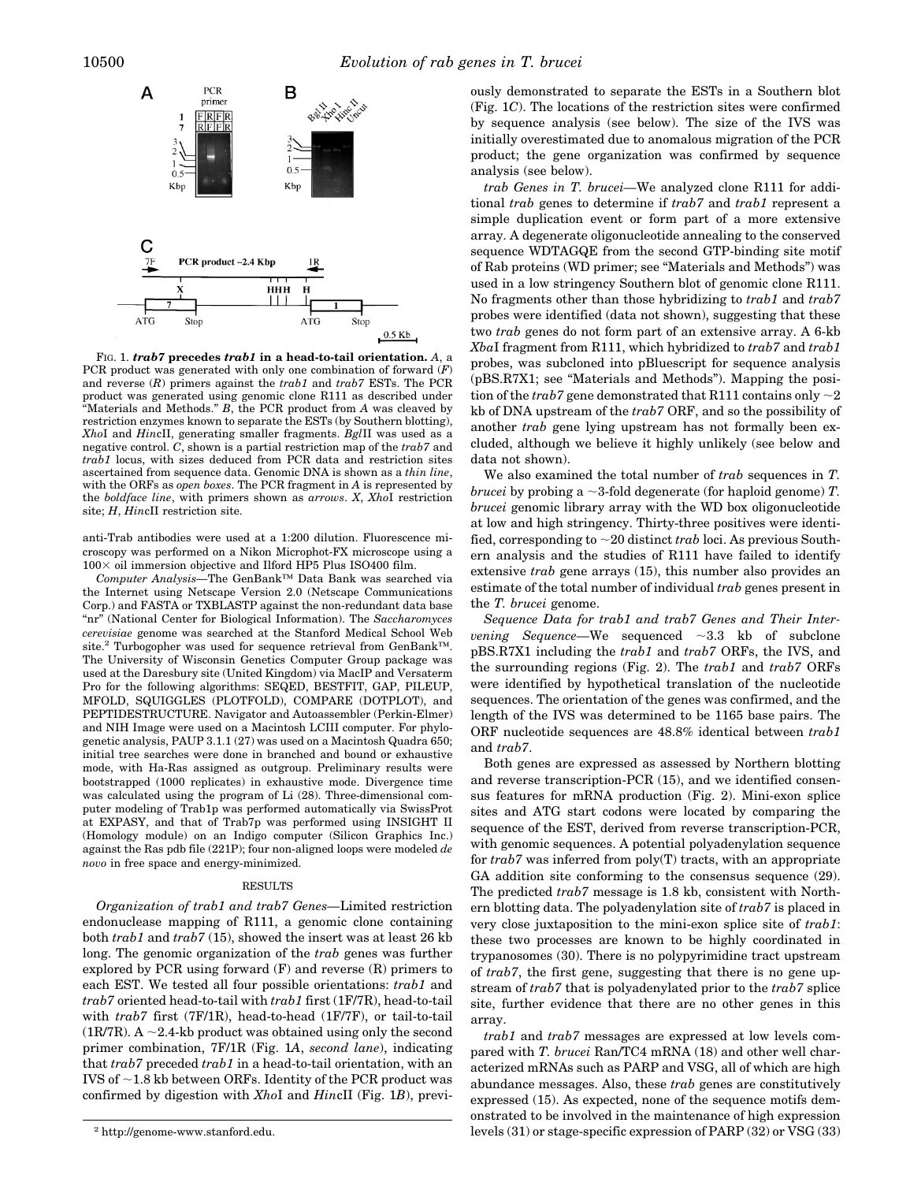FIG. 1. ***trab7* precedes *trab1* in a head-to-tail orientation.** *A*, a PCR product was generated with only one combination of forward (*F*) and reverse (*R*) primers against the *trab1* and *trab7* ESTs. The PCR product was generated using genomic clone R111 as described under "Materials and Methods." *B*, the PCR product from *A* was cleaved by restriction enzymes known to separate the ESTs (by Southern blotting), *Xho*I and *Hinc*II, generating smaller fragments. *Bgl*II was used as a negative control. *C*, shown is a partial restriction map of the *trab7* and *trab1* locus, with sizes deduced from PCR data and restriction sites ascertained from sequence data. Genomic DNA is shown as a *thin line*, with the ORFs as *open boxes*. The PCR fragment in *A* is represented by the *boldface line*, with primers shown as *arrows*. *X*, *Xho*I restriction site; *H*, *Hinc*II restriction site.

anti-Trab antibodies were used at a 1:200 dilution. Fluorescence microscopy was performed on a Nikon Microphot-FX microscope using a 100× oil immersion objective and Ilford HP5 Plus ISO400 film.

*Computer Analysis*—The GenBank™ Data Bank was searched via the Internet using Netscape Version 2.0 (Netscape Communications Corp.) and FASTA or TXBLASTP against the non-redundant data base "nr" (National Center for Biological Information). The *Saccharomyces cerevisiae* genome was searched at the Stanford Medical School Web site.[2] Turbogopher was used for sequence retrieval from GenBank™. The University of Wisconsin Genetics Computer Group package was used at the Daresbury site (United Kingdom) via MacIP and Versaterm Pro for the following algorithms: SEQED, BESTFIT, GAP, PILEUP, MFOLD, SQUIGGLES (PLOTFOLD), COMPARE (DOTPLOT), and PEPTIDESTRUCTURE. Navigator and Autoassembler (Perkin-Elmer) and NIH Image were used on a Macintosh LCIII computer. For phylogenetic analysis, PAUP 3.1.1 (27) was used on a Macintosh Quadra 650; initial tree searches were done in branched and bound or exhaustive mode, with Ha-Ras assigned as outgroup. Preliminary results were bootstrapped (1000 replicates) in exhaustive mode. Divergence time was calculated using the program of Li (28). Three-dimensional computer modeling of Trab1p was performed automatically via SwissProt at EXPASY, and that of Trab7p was performed using INSIGHT II (Homology module) on an Indigo computer (Silicon Graphics Inc.) against the Ras pdb file (221P); four non-aligned loops were modeled *de novo* in free space and energy-minimized.

## RESULTS

*Organization of trab1 and trab7 Genes*—Limited restriction endonuclease mapping of R111, a genomic clone containing both *trab1* and *trab7* (15), showed the insert was at least 26 kb long. The genomic organization of the *trab* genes was further explored by PCR using forward (F) and reverse (R) primers to each EST. We tested all four possible orientations: *trab1* and *trab7* oriented head-to-tail with *trab1* first (1F/7R), head-to-tail with *trab7* first (7F/1R), head-to-head (1F/7F), or tail-to-tail (1R/7R). A ~2.4-kb product was obtained using only the second primer combination, 7F/1R (Fig. 1*A*, *second lane*), indicating that *trab7* preceded *trab1* in a head-to-tail orientation, with an IVS of ~1.8 kb between ORFs. Identity of the PCR product was confirmed by digestion with *Xho*I and *Hinc*II (Fig. 1*B*), previously demonstrated to separate the ESTs in a Southern blot (Fig. 1*C*). The locations of the restriction sites were confirmed by sequence analysis (see below). The size of the IVS was initially overestimated due to anomalous migration of the PCR product; the gene organization was confirmed by sequence analysis (see below).

*trab Genes in T. brucei*—We analyzed clone R111 for additional *trab* genes to determine if *trab7* and *trab1* represent a simple duplication event or form part of a more extensive array. A degenerate oligonucleotide annealing to the conserved sequence WDTAGQE from the second GTP-binding site motif of Rab proteins (WD primer; see "Materials and Methods") was used in a low stringency Southern blot of genomic clone R111. No fragments other than those hybridizing to *trab1* and *trab7* probes were identified (data not shown), suggesting that these two *trab* genes do not form part of an extensive array. A 6-kb *Xba*I fragment from R111, which hybridized to *trab7* and *trab1* probes, was subcloned into pBluescript for sequence analysis (pBS.R7X1; see "Materials and Methods"). Mapping the position of the *trab7* gene demonstrated that R111 contains only ~2 kb of DNA upstream of the *trab7* ORF, and so the possibility of another *trab* gene lying upstream has not formally been excluded, although we believe it highly unlikely (see below and data not shown).

We also examined the total number of *trab* sequences in *T. brucei* by probing a ~3-fold degenerate (for haploid genome) *T. brucei* genomic library array with the WD box oligonucleotide at low and high stringency. Thirty-three positives were identified, corresponding to ~20 distinct *trab* loci. As previous Southern analysis and the studies of R111 have failed to identify extensive *trab* gene arrays (15), this number also provides an estimate of the total number of individual *trab* genes present in the *T. brucei* genome.

*Sequence Data for trab1 and trab7 Genes and Their Intervening Sequence*—We sequenced ~3.3 kb of subclone pBS.R7X1 including the *trab1* and *trab7* ORFs, the IVS, and the surrounding regions (Fig. 2). The *trab1* and *trab7* ORFs were identified by hypothetical translation of the nucleotide sequences. The orientation of the genes was confirmed, and the length of the IVS was determined to be 1165 base pairs. The ORF nucleotide sequences are 48.8% identical between *trab1* and *trab7*.

Both genes are expressed as assessed by Northern blotting and reverse transcription-PCR (15), and we identified consensus features for mRNA production (Fig. 2). Mini-exon splice sites and ATG start codons were located by comparing the sequence of the EST, derived from reverse transcription-PCR, with genomic sequences. A potential polyadenylation sequence for *trab7* was inferred from poly(T) tracts, with an appropriate GA addition site conforming to the consensus sequence (29). The predicted *trab7* message is 1.8 kb, consistent with Northern blotting data. The polyadenylation site of *trab7* is placed in very close juxtaposition to the mini-exon splice site of *trab1*: these two processes are known to be highly coordinated in trypanosomes (30). There is no polypyrimidine tract upstream of *trab7*, the first gene, suggesting that there is no gene upstream of *trab7* that is polyadenylated prior to the *trab7* splice site, further evidence that there are no other genes in this array.

*trab1* and *trab7* messages are expressed at low levels compared with *T. brucei* Ran/TC4 mRNA (18) and other well characterized mRNAs such as PARP and VSG, all of which are high abundance messages. Also, these *trab* genes are constitutively expressed (15). As expected, none of the sequence motifs demonstrated to be involved in the maintenance of high expression levels (31) or stage-specific expression of PARP (32) or VSG (33)

[2] http://genome-www.stanford.edu.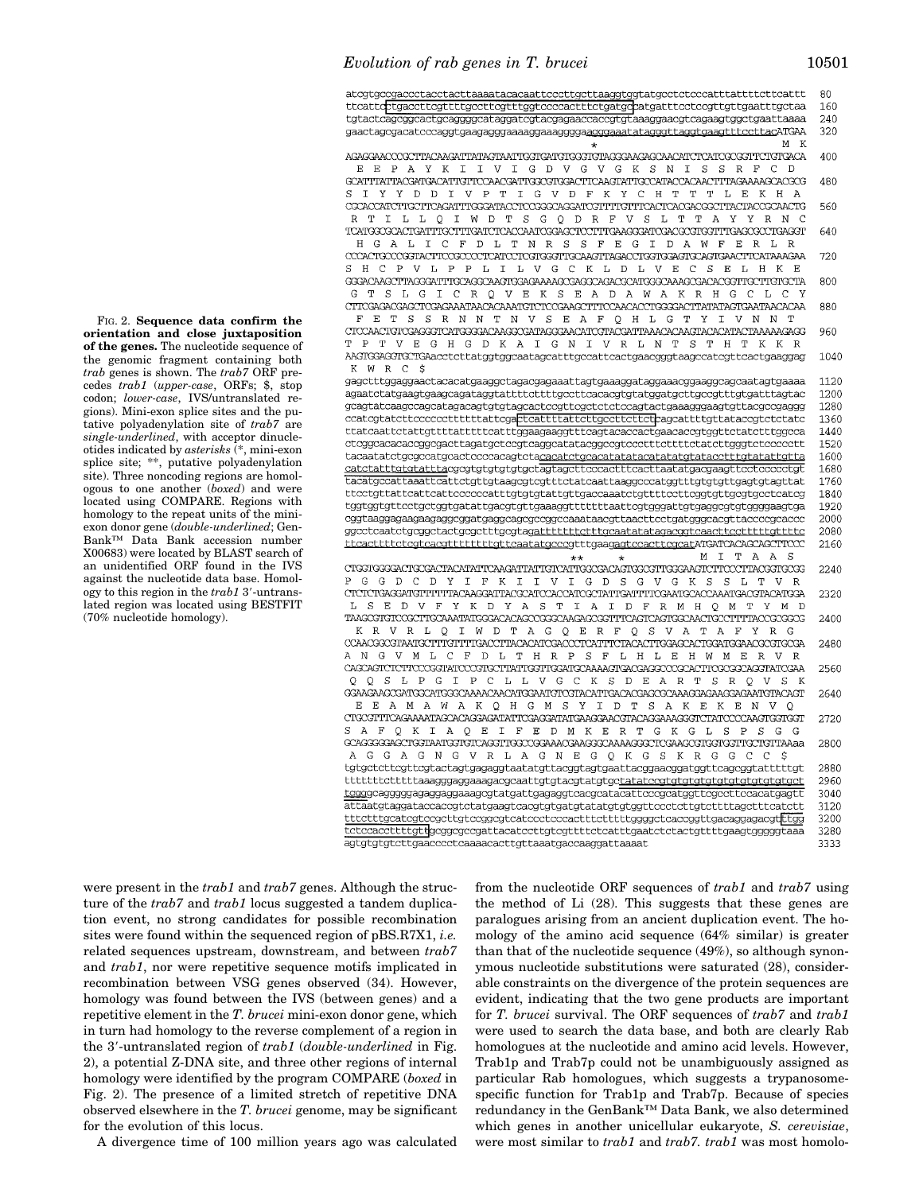```
atcgtgccgaccctacctacttaaaatacacaattcccttgcttaaggtggtatgcctctcccatttattttcttcattt   80
ttcattcctgaccttcgttttgccttcgtttggtccccactttctgatgccatgtttcctccgttgttgaatttgctaa  160
tgtactcagcggcactgcaggggcataggatcgtacgagaaccaccgtgtaaaggaacgtcagaagtggctgaattaaaa  240
gaactagcgacatcccaggtgaagagggaaaaggaaaggggaagggaaatatagggttaggtgaagtttccttacATGAA  320
                                          *                                   M  K
AGAGGAACCCGCTTACAAGATTATAGTAATTGGTGATGTGGGTGTAGGGAAGAGCAACATCTCATCGCGGTTCTGTGACA  400
 E  E  P  A  Y  K  I  I  V  I  G  D  V  G  V  G  K  S  N  I  S  S  R  F  C  D
GCATTTATTACGATGACATTGTTCCAACGATTGGCGTGGACTTCAAGTATTGCCATACCACAACTTTAGAAAAGCACGCG  480
S  I  Y  Y  D  D  I  V  P  T  I  G  V  D  F  K  Y  C  H  T  T  T  L  E  K  H  A
CGCACCATCTTGCTTCAGATTTGGGATACCTCCGGCCAGGATCGTTTTGTTTCACTCACGACGGCTTACTACCGCAACTG  560
 R  T  I  L  L  Q  I  W  D  T  S  G  Q  D  R  F  V  S  L  T  T  A  Y  Y  R  N  C
TCATGGCGCACTGATTTGCTTTGATCTCACCAATCGGAGCTCCTTTGAAGGGATCGACGCGTGGTTTGAGCGCCTGAGGT  640
  H  G  A  L  I  C  F  D  L  T  N  R  S  S  F  E  G  I  D  A  W  F  E  R  L  R
CCCACTGCCCGGTACTTCCGCCCCTCATCCTCGTGGGTTGCAAGTTAGACCTGGTGGAGTGCAGTGAACTTCATAAAGAA  720
S  H  C  P  V  L  P  P  L  I  L  V  G  C  K  L  D  L  V  E  C  S  E  L  H  K  E
GGGACAAGCTTAGGGATTTGCAGGCAAGTGGAGAAAAGCGAGGCAGACGCATGGGCAAAGCGACACGGTTGCTTGTGCTA  800
 G  T  S  L  G  I  C  R  Q  V  E  K  S  E  A  D  A  W  A  K  R  H  G  C  L  C  Y
CTTCGAGACGAGCTCGAGAAATAACACAAATGTCTCCGAAGCTTTCCAACACCTGGGGACTTATATAGTGAATAACACAA  880
  F  E  T  S  S  R  N  N  T  N  V  S  E  A  F  Q  H  L  G  T  Y  I  V  N  N  T
CTCCAACTGTCGAGGGTCATGGGGACAAGGCGATAGGGAACATCGTACGATTAAACACAAGTACACATACTAAAAAGAGG  960
T  P  T  V  E  G  H  G  D  K  A  I  G  N  I  V  R  L  N  T  S  T  H  T  K  K  R
AAGTGGAGGTGCTGAacctcttatggtggcaatagcatttgccattcactgaacgggtaagccatcgttcactgaaggag 1040
 K  W  R  C  $
gagctttggaggaactacacatgaaggctagacgagaaattagtgaaaggataggaaacggaaggcagcaatagtgaaaa 1120
agaatctatgaagtgaagcagataggtattttcttttgccttcacacgtgtatggatgcttgccgtttgtgatttagtac 1200
gcagtatcaagccagcatagacagtgtgtagcactccgttcgctctctccagtactgaaagggaaagtgttacgccgaggg 1280
ccatcgtatcttcccccttttttattcgactcattttattcttgccttcttctcagcattttgttatacccgtctctatc 1360
ttatcaattctattgttttatttttcatttggaagaaggtttcagtacaccactgaacaccgtggttctatctttggcca 1440
ctcggcacacaccggcgacttagatgctccgtcaggcatatacggccgtccctttctttttctatcttgggtctccccctt 1520
tacaatatctgcgccatgcactccccacagtctacacatctgcacatatatacatatatgtataccttttgtatattgtta 1600
catctatttgtgtatttacgcgtgtgtgtgtgctagtagcttcccactttcacttaatatgacgaagttcctccccctgt 1680
tacatgccattaaattcattctgttgtaagcgtcgtttctatcaattaaggcccatggtttgtgtgttgagtgtagttat 1760
ttcctgttattcattcatcccccatttgtgtgtattgttgaccaaatctgtttttccttcggtgttgcgtgccctcatcg 1840
tggtggtgttcctgctggtgatattgacgtgttgaaaggtttttttaattcgtgggattgtgaggcgtgtggggaagtga 1920
cggtaaggagaagaagaggcggatgaggcagcgccggccaaataacgttaactttcctgatgggcacgttaccccgcaccc 2000
ggcctcaatctgcggctactgcgcttgcgtagattttttttcttttgcaatatatagacggtcaacttcctttttgttttc 2080
ttcacttttctcgtcacgtttttttttgttcaatatgcccgtttgaagagtccacttcgcatATGATCACAGCAGCTTCCC 2160
                                          **     *                M  I  T  A  A  S
CTGGTGGGGACTGCGACTACATATTCAAGATTATTGTCATTGGCGACAGTGGCGTTGGGAAGTCTTCCCTTACGGTGCGG 2240
P  G  G  D  C  D  Y  I  F  K  I  I  V  I  G  D  S  G  V  G  K  S  S  L  T  V  R
CTCTCTGAGGATGTTTTTTACAAGGATTACGCATCCACCATCGCTATTGATTTTCGAATGCACCAAATGACGTACATGGA 2320
 L  S  E  D  V  F  Y  K  D  Y  A  S  T  I  A  I  D  F  R  M  H  Q  M  T  Y  M  D
TAAGCGTGTCCGCTTGCAAATATGGGACACAGCCGGGCAAGAGCGGTTTCAGTCAGTGGCAACTGCCTTTTACCGCGGCG 2400
  K  R  V  R  L  Q  I  W  D  T  A  G  Q  E  R  F  Q  S  V  A  T  A  F  Y  R  G
CCAACGGCGTAATGCTTTGTTTTGACCTTACACATCGACCCTCATTTCTACACTTGGAGCACTGGATGGAACGCGTGCGA 2480
A  N  G  V  M  L  C  F  D  L  T  H  R  P  S  F  L  H  L  E  H  W  M  E  R  V  R
CAGCAGTCTCTTCCCGGTATCCCGTGCTTATTGGTTGGATGCAAAAGTGACGAGGCCCGCACTTCGCGGCAGGTATCGAA 2560
 Q  Q  S  L  P  G  I  P  C  L  L  V  G  C  K  S  D  E  A  R  T  S  R  Q  V  S  K
GGAAGAAGCGATGGCATGGGCAAAACAACATGGAATGTCGTACATTGACACGAGCGCAAAGGAGAAGGAGAATGTACAGT 2640
  E  E  A  M  A  W  A  K  Q  H  G  M  S  Y  I  D  T  S  A  K  E  K  E  N  V  Q
CTGCGTTTCAGAAAATAGCACAGGAGATATTCGAGGATATGAAGGAACGTACAGGAAAGGGTCTATCCCCAAGTGGTGGT 2720
S  A  F  Q  K  I  A  Q  E  I  F  E  D  M  K  E  R  T  G  K  G  L  S  P  S  G  G
GCAGGGGGAGCTGGTAATGGTGTCAGGTTGGCCGGAAACGAAGGGCAAAAGGGCTCGAAGCGTGGTGGTTGCTGTTAAaa 2800
 A  G  G  A  G  N  G  V  R  L  A  G  N  E  G  Q  K  G  S  K  R  G  G  C  C  $
tgtgctcttcgttcgtactagtgagaggtaatatgttacggtagtgaattacggaacggatggttcagcggtatttttgt 2880
ttttttcttttttaaagggaggaaagacgcaattgtgtacgtatgtgctatatccgtgtgtgtgtgtgtgtgtgct 2960
tcgggcagggggagaggaggaaagcgtatgattgagaggtcacgcatacattcccgcatggttcgccttccacatgagtt 3040
attaatgtaggataccaccgtctatgaagtcacgtgtgatgtatatgtgtggttccctcttgtcttttagcttttcatctt 3120
tttctttgcatcgtcgcttgtccggcgtcatccctcccacttttcttttggggctcaccggttgacaggagacgttctgg 3200
tctccaccttttgttgcggcgccgattacatccttgtcgtttttctcatttgaatctctactgtttttgaagtgggggtaaa 3280
agtgtgtgtcttgaacccctcaaaacacttgttaaatgaccaaggattaaaat 3333
```

**FIG. 2. Sequence data confirm the orientation and close juxtaposition of the genes.** The nucleotide sequence of the genomic fragment containing both *trab* genes is shown. The *trab7* ORF precedes *trab1* (*upper-case*, ORFs; $, stop codon; *lower-case*, IVS/untranslated regions). Mini-exon splice sites and the putative polyadenylation site of *trab7* are *single-underlined*, with acceptor dinucleotides indicated by *asterisks* (*, mini-exon splice site; **, putative polyadenylation site). Three noncoding regions are homologous to one another (*boxed*) and were located using COMPARE. Regions with homology to the repeat units of the mini-exon donor gene (*double-underlined*; GenBank™ Data Bank accession number X00683) were located by BLAST search of an unidentified ORF found in the IVS against the nucleotide data base. Homology to this region in the *trab1* 3′-untranslated region was located using BESTFIT (70% nucleotide homology).

were present in the *trab1* and *trab7* genes. Although the structure of the *trab7* and *trab1* locus suggested a tandem duplication event, no strong candidates for possible recombination sites were found within the sequenced region of pBS.R7X1, *i.e.* related sequences upstream, downstream, and between *trab7* and *trab1*, nor were repetitive sequence motifs implicated in recombination between VSG genes observed (34). However, homology was found between the IVS (between genes) and a repetitive element in the *T. brucei* mini-exon donor gene, which in turn had homology to the reverse complement of a region in the 3′-untranslated region of *trab1* (*double-underlined* in Fig. 2), a potential Z-DNA site, and three other regions of internal homology were identified by the program COMPARE (*boxed* in Fig. 2). The presence of a limited stretch of repetitive DNA observed elsewhere in the *T. brucei* genome, may be significant for the evolution of this locus.

A divergence time of 100 million years ago was calculated from the nucleotide ORF sequences of *trab1* and *trab7* using the method of Li (28). This suggests that these genes are paralogues arising from an ancient duplication event. The homology of the amino acid sequence (64% similar) is greater than that of the nucleotide sequence (49%), so although synonymous nucleotide substitutions were saturated (28), considerable constraints on the divergence of the protein sequences are evident, indicating that the two gene products are important for *T. brucei* survival. The ORF sequences of *trab7* and *trab1* were used to search the data base, and both are clearly Rab homologues at the nucleotide and amino acid levels. However, Trab1p and Trab7p could not be unambiguously assigned as particular Rab homologues, which suggests a trypanosome-specific function for Trab1p and Trab7p. Because of species redundancy in the GenBank™ Data Bank, we also determined which genes in another unicellular eukaryote, *S. cerevisiae*, were most similar to *trab1* and *trab7*. *trab1* was most homolo-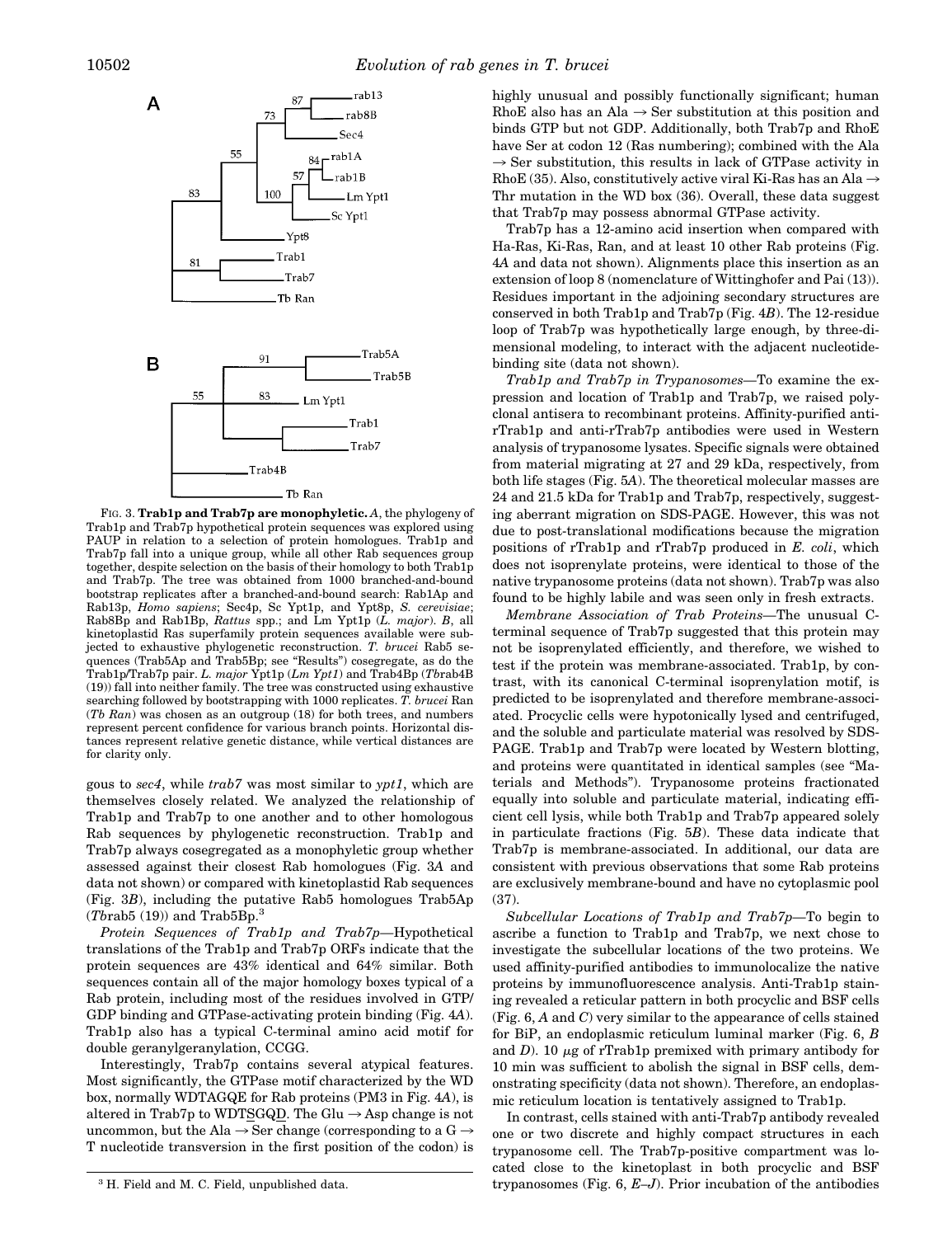FIG. 3. **Trab1p and Trab7p are monophyletic.** *A*, the phylogeny of Trab1p and Trab7p hypothetical protein sequences was explored using PAUP in relation to a selection of protein homologues. Trab1p and Trab7p fall into a unique group, while all other Rab sequences group together, despite selection on the basis of their homology to both Trab1p and Trab7p. The tree was obtained from 1000 branched-and-bound bootstrap replicates after a branched-and-bound search: Rab1Ap and Rab13p, *Homo sapiens*; Sec4p, Sc Ypt1p, and Ypt8p, *S. cerevisiae*; Rab8Bp and Rab1Bp, *Rattus* spp.; and Lm Ypt1p (*L. major*). *B*, all kinetoplastid Ras superfamily protein sequences available were subjected to exhaustive phylogenetic reconstruction. *T. brucei* Rab5 sequences (Trab5Ap and Trab5Bp; see "Results") cosegregate, as do the Trab1p/Trab7p pair. *L. major* Ypt1p (*Lm Ypt1*) and Trab4Bp (*Tb*rab4B (19)) fall into neither family. The tree was constructed using exhaustive searching followed by bootstrapping with 1000 replicates. *T. brucei* Ran (*Tb Ran*) was chosen as an outgroup (18) for both trees, and numbers represent percent confidence for various branch points. Horizontal distances represent relative genetic distance, while vertical distances are for clarity only.

gous to *sec4*, while *trab7* was most similar to *ypt1*, which are themselves closely related. We analyzed the relationship of Trab1p and Trab7p to one another and to other homologous Rab sequences by phylogenetic reconstruction. Trab1p and Trab7p always cosegregated as a monophyletic group whether assessed against their closest Rab homologues (Fig. 3*A* and data not shown) or compared with kinetoplastid Rab sequences (Fig. 3*B*), including the putative Rab5 homologues Trab5Ap (*Tb*rab5 (19)) and Trab5Bp.[3]

*Protein Sequences of Trab1p and Trab7p*—Hypothetical translations of the Trab1p and Trab7p ORFs indicate that the protein sequences are 43% identical and 64% similar. Both sequences contain all of the major homology boxes typical of a Rab protein, including most of the residues involved in GTP/GDP binding and GTPase-activating protein binding (Fig. 4*A*). Trab1p also has a typical C-terminal amino acid motif for double geranylgeranylation, CCGG.

Interestingly, Trab7p contains several atypical features. Most significantly, the GTPase motif characterized by the WD box, normally WDTAGQE for Rab proteins (PM3 in Fig. 4*A*), is altered in Trab7p to WDTSGQD. The Glu → Asp change is not uncommon, but the Ala → Ser change (corresponding to a G → T nucleotide transversion in the first position of the codon) is highly unusual and possibly functionally significant; human RhoE also has an Ala → Ser substitution at this position and binds GTP but not GDP. Additionally, both Trab7p and RhoE have Ser at codon 12 (Ras numbering); combined with the Ala → Ser substitution, this results in lack of GTPase activity in RhoE (35). Also, constitutively active viral Ki-Ras has an Ala → Thr mutation in the WD box (36). Overall, these data suggest that Trab7p may possess abnormal GTPase activity.

Trab7p has a 12-amino acid insertion when compared with Ha-Ras, Ki-Ras, Ran, and at least 10 other Rab proteins (Fig. 4*A* and data not shown). Alignments place this insertion as an extension of loop 8 (nomenclature of Wittinghofer and Pai (13)). Residues important in the adjoining secondary structures are conserved in both Trab1p and Trab7p (Fig. 4*B*). The 12-residue loop of Trab7p was hypothetically large enough, by three-dimensional modeling, to interact with the adjacent nucleotide-binding site (data not shown).

*Trab1p and Trab7p in Trypanosomes*—To examine the expression and location of Trab1p and Trab7p, we raised polyclonal antisera to recombinant proteins. Affinity-purified anti-rTrab1p and anti-rTrab7p antibodies were used in Western analysis of trypanosome lysates. Specific signals were obtained from material migrating at 27 and 29 kDa, respectively, from both life stages (Fig. 5*A*). The theoretical molecular masses are 24 and 21.5 kDa for Trab1p and Trab7p, respectively, suggesting aberrant migration on SDS-PAGE. However, this was not due to post-translational modifications because the migration positions of rTrab1p and rTrab7p produced in *E. coli*, which does not isoprenylate proteins, were identical to those of the native trypanosome proteins (data not shown). Trab7p was also found to be highly labile and was seen only in fresh extracts.

*Membrane Association of Trab Proteins*—The unusual C-terminal sequence of Trab7p suggested that this protein may not be isoprenylated efficiently, and therefore, we wished to test if the protein was membrane-associated. Trab1p, by contrast, with its canonical C-terminal isoprenylation motif, is predicted to be isoprenylated and therefore membrane-associated. Procyclic cells were hypotonically lysed and centrifuged, and the soluble and particulate material was resolved by SDS-PAGE. Trab1p and Trab7p were located by Western blotting, and proteins were quantitated in identical samples (see "Materials and Methods"). Trypanosome proteins fractionated equally into soluble and particulate material, indicating efficient cell lysis, while both Trab1p and Trab7p appeared solely in particulate fractions (Fig. 5*B*). These data indicate that Trab7p is membrane-associated. In additional, our data are consistent with previous observations that some Rab proteins are exclusively membrane-bound and have no cytoplasmic pool (37).

*Subcellular Locations of Trab1p and Trab7p*—To begin to ascribe a function to Trab1p and Trab7p, we next chose to investigate the subcellular locations of the two proteins. We used affinity-purified antibodies to immunolocalize the native proteins by immunofluorescence analysis. Anti-Trab1p staining revealed a reticular pattern in both procyclic and BSF cells (Fig. 6, *A* and *C*) very similar to the appearance of cells stained for BiP, an endoplasmic reticulum luminal marker (Fig. 6, *B* and *D*). 10 μg of rTrab1p premixed with primary antibody for 10 min was sufficient to abolish the signal in BSF cells, demonstrating specificity (data not shown). Therefore, an endoplasmic reticulum location is tentatively assigned to Trab1p.

In contrast, cells stained with anti-Trab7p antibody revealed one or two discrete and highly compact structures in each trypanosome cell. The Trab7p-positive compartment was located close to the kinetoplast in both procyclic and BSF trypanosomes (Fig. 6, *E–J*). Prior incubation of the antibodies

[3] H. Field and M. C. Field, unpublished data.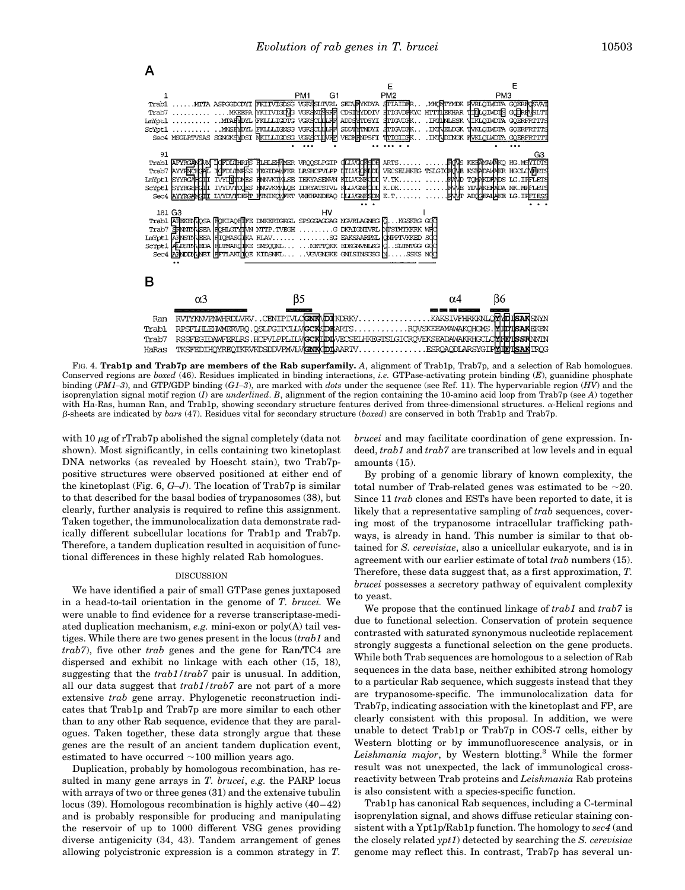A

```
                                                          E                                    E
1                                      PM1     G1        PM2                                  PM3
Trab1  ......MITA ASPGGDCDYI FKIIVIGDSG VGKSSLTVRL SEDVFYKDYA STIAIDFR.. .MHQTYMDK FVRLQIWDTA GQERFQSVAT
Trab7  .......... ....MKEEPA YKIIVIGTAG VGKSNTIRSRF CDSIYYDDIV PTIGVDFKYC HTTTLEKHAR TIILQIWDTS GQIRFVSLTI
LmYpt1 .......... ..MTAFDYL FKLLLIGDTG VGKSCLLLRF ADDSYTDSYI STIGVDFK.. .IRTIMLESK VIKLQIWDTA GQERFRTITS
ScYpt1 .......... ..MNSEYDYL FKLLLIGNSG VGKSCLLLRF SDDTYTNDYI STIGVDFK.. .IKTVELDGK TVKLQIWDTA GQERFRTITS
  Sec4 MSGLRTVSAS SGNGKSYDSI MKILLIGDSG VGKSCLLVRF VEDKFNPSFI TTIGIDFK.. .IKTVDINGK KVKLQLWDTA GQERFRTITT

91                                                                                                  G3
Trab1  AFYRGANGVM LCFDLTHRES FLHLEHWMER VRQQSLPGIP CLLVGCKSDE ARTS...... ......RQVS KEEAMAWAKQ HG.MSYIDTS
Trab7  AYYRNCHGAL ICFDLINRSS FEGIDAWFER LRSHCPVLPP LILVGCKIDL VECSELHKEG TSLGICRQVE KSEADAWAKR HGCLCYMETS
LmYpt1 SYYRGAHGII IVYDTTDMES FNNVKTWLSE IEKYASENVN KILVGNKCDL V.TK...... ......RAVD TQMAKDFADS LG.IPFLETS
ScYpt1 SYYRGSHGII IVYDVTDQES FNGVKMWLQE IDRYATSTVL KLLVGNKCDL K.DK...... ......RVVE YDVAKEFADA NK.MPFLETS
  Sec4 AYYRGAMGII LVYDVTDERT FTNIKQWFKT VNEHANDEAQ LLLVGNKSDM E.T....... ......RVVT ADQGEALAKE LG.IPFIESS

181 G3                                        HV                    I
Trab1  AKEKENVQSA FQKIAQHIFE DMKERTGKGL SPSGGAGGAG NGVRLAGNEG Q...KGSKRG GCC
Trab7  SRNNTNVSEA FQHLGTAIVN NTTP.TVEGH .........G DKAIGNIVRL NTSTHTKKRK WRC
LmYpt1 AKNSTNVEEA FIQMASGIKA RLAV...... ........SG EAKSAARPNL QNPPTVKKED SCC
ScYpt1 ALDSTNVEDA FLTMARQIKE SMSQQNL... ...NETTQKK EDKGNVNLKG Q..SLTNTGG GCC
  Sec4 AKNDDNVNEI FFTLAKLIQE KIDSNKL... ..VGVGNGKE GNISINSGSG N.....SSKS NCC
```

B

```
          α3                    β5                                      α4          β6
Ran    RVTYKNVPNWHRDLVRV..CENIPIVLCGNKVDIKDRKV................KAKSIVFHRKKNLQYYDISAKSNYN
Trab1  RPSFLHLEHWMERVRQ.QSLPGIPCLLVGCKSDEARTS............RQVSKEEAMAWAKQHGMS.YIDTSAKEKEN
Trab7  RSSFEGIDAWFERLRS.HCPVLPPLILVGCKIDLVECSELHKEGTSLGICRQVEKSEADAWAKRHGCLCYMETSSRNNTN
HaRas  TKSFEDIHQYREQIKRVKDSDDVPMVLVGNKCDLAARTV..............ESRQAQDLARSYGIPYIETSAKTRQG
```

FIG. 4. **Trab1p and Trab7p are members of the Rab superfamily.** *A*, alignment of Trab1p, Trab7p, and a selection of Rab homologues. Conserved regions are *boxed* (46). Residues implicated in binding interactions, *i.e.* GTPase-activating protein binding (*E*), guanidine phosphate binding (*PM1–3*), and GTP/GDP binding (*G1–3*), are marked with *dots* under the sequence (see Ref. 11). The hypervariable region (*HV*) and the isoprenylation signal motif region (*I*) are *underlined*. *B*, alignment of the region containing the 10-amino acid loop from Trab7p (see *A*) together with Ha-Ras, human Ran, and Trab1p, showing secondary structure features derived from three-dimensional structures. α-Helical regions and β-sheets are indicated by *bars* (47). Residues vital for secondary structure (*boxed*) are conserved in both Trab1p and Trab7p.

with 10 μg of rTrab7p abolished the signal completely (data not shown). Most significantly, in cells containing two kinetoplast DNA networks (as revealed by Hoechst stain), two Trab7p-positive structures were observed positioned at either end of the kinetoplast (Fig. 6, *G–J*). The location of Trab7p is similar to that described for the basal bodies of trypanosomes (38), but clearly, further analysis is required to refine this assignment. Taken together, the immunolocalization data demonstrate radically different subcellular locations for Trab1p and Trab7p. Therefore, a tandem duplication resulted in acquisition of functional differences in these highly related Rab homologues.

## DISCUSSION

We have identified a pair of small GTPase genes juxtaposed in a head-to-tail orientation in the genome of *T. brucei*. We were unable to find evidence for a reverse transcriptase-mediated duplication mechanism, *e.g.* mini-exon or poly(A) tail vestiges. While there are two genes present in the locus (*trab1* and *trab7*), five other *trab* genes and the gene for Ran/TC4 are dispersed and exhibit no linkage with each other (15, 18), suggesting that the *trab1*/*trab7* pair is unusual. In addition, all our data suggest that *trab1*/*trab7* are not part of a more extensive *trab* gene array. Phylogenetic reconstruction indicates that Trab1p and Trab7p are more similar to each other than to any other Rab sequence, evidence that they are paralogues. Taken together, these data strongly argue that these genes are the result of an ancient tandem duplication event, estimated to have occurred ~100 million years ago.

Duplication, probably by homologous recombination, has resulted in many gene arrays in *T. brucei*, *e.g.* the PARP locus with arrays of two or three genes (31) and the extensive tubulin locus (39). Homologous recombination is highly active (40–42) and is probably responsible for producing and manipulating the reservoir of up to 1000 different VSG genes providing diverse antigenicity (34, 43). Tandem arrangement of genes allowing polycistronic expression is a common strategy in *T. brucei* and may facilitate coordination of gene expression. Indeed, *trab1* and *trab7* are transcribed at low levels and in equal amounts (15).

By probing of a genomic library of known complexity, the total number of Trab-related genes was estimated to be ~20. Since 11 *trab* clones and ESTs have been reported to date, it is likely that a representative sampling of *trab* sequences, covering most of the trypanosome intracellular trafficking pathways, is already in hand. This number is similar to that obtained for *S. cerevisiae*, also a unicellular eukaryote, and is in agreement with our earlier estimate of total *trab* numbers (15). Therefore, these data suggest that, as a first approximation, *T. brucei* possesses a secretory pathway of equivalent complexity to yeast.

We propose that the continued linkage of *trab1* and *trab7* is due to functional selection. Conservation of protein sequence contrasted with saturated synonymous nucleotide replacement strongly suggests a functional selection on the gene products. While both Trab sequences are homologous to a selection of Rab sequences in the data base, neither exhibited strong homology to a particular Rab sequence, which suggests instead that they are trypanosome-specific. The immunolocalization data for Trab7p, indicating association with the kinetoplast and FP, are clearly consistent with this proposal. In addition, we were unable to detect Trab1p or Trab7p in COS-7 cells, either by Western blotting or by immunofluorescence analysis, or in *Leishmania major*, by Western blotting.[3] While the former result was not unexpected, the lack of immunological cross-reactivity between Trab proteins and *Leishmania* Rab proteins is also consistent with a species-specific function.

Trab1p has canonical Rab sequences, including a C-terminal isoprenylation signal, and shows diffuse reticular staining consistent with a Ypt1p/Rab1p function. The homology to *sec4* (and the closely related *ypt1*) detected by searching the *S. cerevisiae* genome may reflect this. In contrast, Trab7p has several un-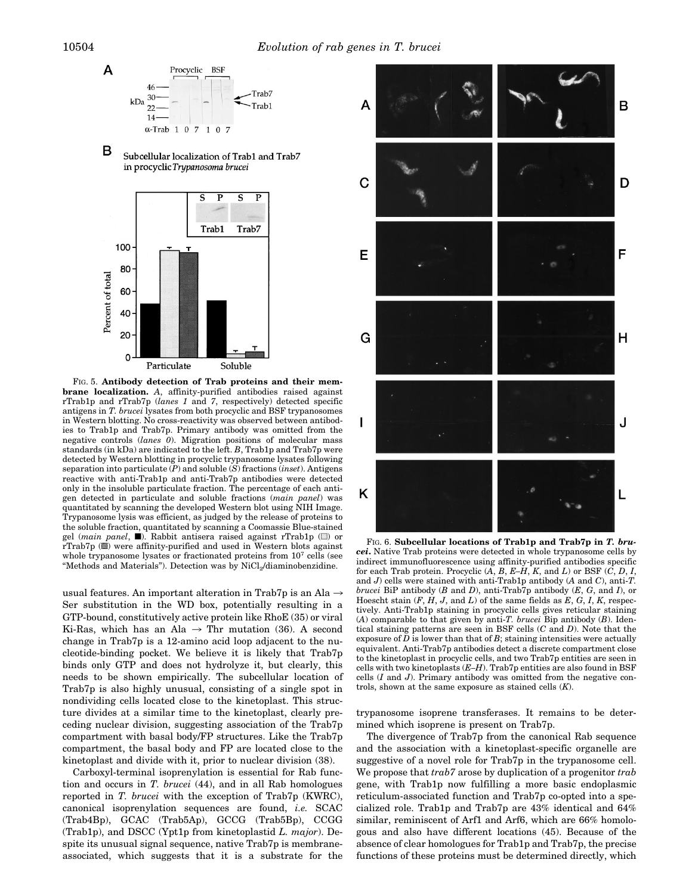FIG. 5. **Antibody detection of Trab proteins and their membrane localization.** *A*, affinity-purified antibodies raised against rTrab1p and rTrab7p (*lanes 1* and *7*, respectively) detected specific antigens in *T. brucei* lysates from both procyclic and BSF trypanosomes in Western blotting. No cross-reactivity was observed between antibodies to Trab1p and Trab7p. Primary antibody was omitted from the negative controls (*lanes 0*). Migration positions of molecular mass standards (in kDa) are indicated to the left. *B*, Trab1p and Trab7p were detected by Western blotting in procyclic trypanosome lysates following separation into particulate (*P*) and soluble (*S*) fractions (*inset*). Antigens reactive with anti-Trab1p and anti-Trab7p antibodies were detected only in the insoluble particulate fraction. The percentage of each antigen detected in particulate and soluble fractions (*main panel*) was quantitated by scanning the developed Western blot using NIH Image. Trypanosome lysis was efficient, as judged by the release of proteins to the soluble fraction, quantitated by scanning a Coomassie Blue-stained gel (*main panel*, ■). Rabbit antisera raised against rTrab1p (▨) or rTrab7p (▩) were affinity-purified and used in Western blots against whole trypanosome lysates or fractionated proteins from $10^7$ cells (see "Methods and Materials"). Detection was by $NiCl_2$/diaminobenzidine.

usual features. An important alteration in Trab7p is an Ala → Ser substitution in the WD box, potentially resulting in a GTP-bound, constitutively active protein like RhoE (35) or viral Ki-Ras, which has an Ala → Thr mutation (36). A second change in Trab7p is a 12-amino acid loop adjacent to the nucleotide-binding pocket. We believe it is likely that Trab7p binds only GTP and does not hydrolyze it, but clearly, this needs to be shown empirically. The subcellular location of Trab7p is also highly unusual, consisting of a single spot in nondividing cells located close to the kinetoplast. This structure divides at a similar time to the kinetoplast, clearly preceding nuclear division, suggesting association of the Trab7p compartment with basal body/FP structures. Like the Trab7p compartment, the basal body and FP are located close to the kinetoplast and divide with it, prior to nuclear division (38).

Carboxyl-terminal isoprenylation is essential for Rab function and occurs in *T. brucei* (44), and in all Rab homologues reported in *T. brucei* with the exception of Trab7p (KWRC), canonical isoprenylation sequences are found, *i.e.* SCAC (Trab4Bp), GCAC (Trab5Ap), GCCG (Trab5Bp), CCGG (Trab1p), and DSCC (Ypt1p from kinetoplastid *L. major*). Despite its unusual signal sequence, native Trab7p is membrane-associated, which suggests that it is a substrate for the trypanosome isoprene transferases. It remains to be determined which isoprene is present on Trab7p.

FIG. 6. **Subcellular locations of Trab1p and Trab7p in *T. brucei*.** Native Trab proteins were detected in whole trypanosome cells by indirect immunofluorescence using affinity-purified antibodies specific for each Trab protein. Procyclic (*A*, *B*, *E–H*, *K*, and *L*) or BSF (*C*, *D*, *I*, and *J*) cells were stained with anti-Trab1p antibody (*A* and *C*), anti-*T. brucei* BiP antibody (*B* and *D*), anti-Trab7p antibody (*E*, *G*, and *I*), or Hoescht stain (*F*, *H*, *J*, and *L*) of the same fields as *E*, *G*, *I*, *K*, respectively. Anti-Trab1p staining in procyclic cells gives reticular staining (*A*) comparable to that given by anti-*T. brucei* Bip antibody (*B*). Identical staining patterns are seen in BSF cells (*C* and *D*). Note that the exposure of *D* is lower than that of *B*; staining intensities were actually equivalent. Anti-Trab7p antibodies detect a discrete compartment close to the kinetoplast in procyclic cells, and two Trab7p entities are seen in cells with two kinetoplasts (*E–H*). Trab7p entities are also found in BSF cells (*I* and *J*). Primary antibody was omitted from the negative controls, shown at the same exposure as stained cells (*K*).

The divergence of Trab7p from the canonical Rab sequence and the association with a kinetoplast-specific organelle are suggestive of a novel role for Trab7p in the trypanosome cell. We propose that *trab7* arose by duplication of a progenitor *trab* gene, with Trab1p now fulfilling a more basic endoplasmic reticulum-associated function and Trab7p co-opted into a specialized role. Trab1p and Trab7p are 43% identical and 64% similar, reminiscent of Arf1 and Arf6, which are 66% homologous and also have different locations (45). Because of the absence of clear homologues for Trab1p and Trab7p, the precise functions of these proteins must be determined directly, which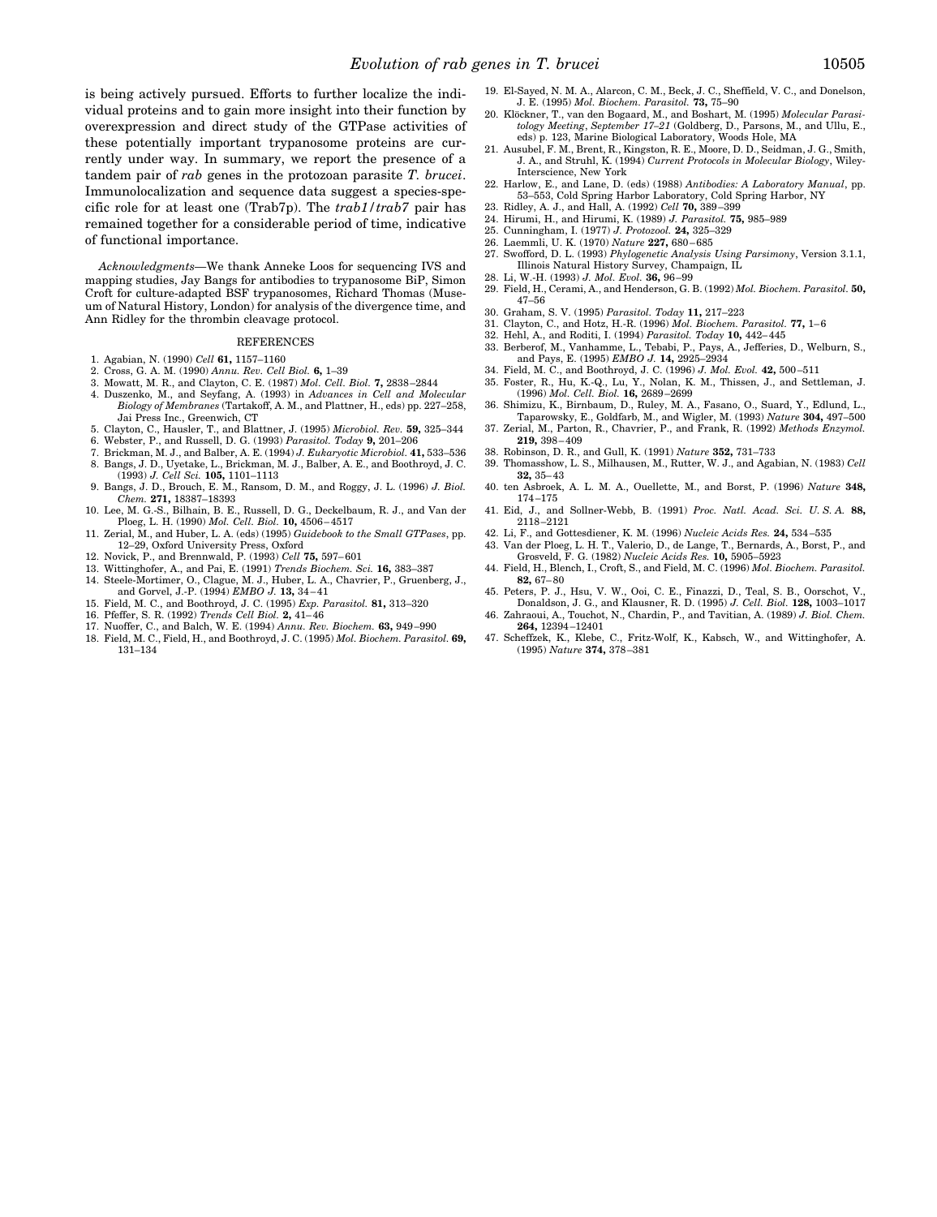is being actively pursued. Efforts to further localize the individual proteins and to gain more insight into their function by overexpression and direct study of the GTPase activities of these potentially important trypanosome proteins are currently under way. In summary, we report the presence of a tandem pair of *rab* genes in the protozoan parasite *T. brucei*. Immunolocalization and sequence data suggest a species-specific role for at least one (Trab7p). The *trab1*/*trab7* pair has remained together for a considerable period of time, indicative of functional importance.

*Acknowledgments*—We thank Anneke Loos for sequencing IVS and mapping studies, Jay Bangs for antibodies to trypanosome BiP, Simon Croft for culture-adapted BSF trypanosomes, Richard Thomas (Museum of Natural History, London) for analysis of the divergence time, and Ann Ridley for the thrombin cleavage protocol.

## REFERENCES

1. Agabian, N. (1990) *Cell* **61,** 1157–1160
2. Cross, G. A. M. (1990) *Annu. Rev. Cell Biol.* **6,** 1–39
3. Mowatt, M. R., and Clayton, C. E. (1987) *Mol. Cell. Biol.* **7,** 2838–2844
4. Duszenko, M., and Seyfang, A. (1993) in *Advances in Cell and Molecular Biology of Membranes* (Tartakoff, A. M., and Plattner, H., eds) pp. 227–258, Jai Press Inc., Greenwich, CT
5. Clayton, C., Hausler, T., and Blattner, J. (1995) *Microbiol. Rev.* **59,** 325–344
6. Webster, P., and Russell, D. G. (1993) *Parasitol. Today* **9,** 201–206
7. Brickman, M. J., and Balber, A. E. (1994) *J. Eukaryotic Microbiol.* **41,** 533–536
8. Bangs, J. D., Uyetake, L., Brickman, M. J., Balber, A. E., and Boothroyd, J. C. (1993) *J. Cell Sci.* **105,** 1101–1113
9. Bangs, J. D., Brouch, E. M., Ransom, D. M., and Roggy, J. L. (1996) *J. Biol. Chem.* **271,** 18387–18393
10. Lee, M. G.-S., Bilhain, B. E., Russell, D. G., Deckelbaum, R. J., and Van der Ploeg, L. H. (1990) *Mol. Cell. Biol.* **10,** 4506–4517
11. Zerial, M., and Huber, L. A. (eds) (1995) *Guidebook to the Small GTPases*, pp. 12–29, Oxford University Press, Oxford
12. Novick, P., and Brennwald, P. (1993) *Cell* **75,** 597–601
13. Wittinghofer, A., and Pai, E. (1991) *Trends Biochem. Sci.* **16,** 383–387
14. Steele-Mortimer, O., Clague, M. J., Huber, L. A., Chavrier, P., Gruenberg, J., and Gorvel, J.-P. (1994) *EMBO J.* **13,** 34–41
15. Field, M. C., and Boothroyd, J. C. (1995) *Exp. Parasitol.* **81,** 313–320
16. Pfeffer, S. R. (1992) *Trends Cell Biol.* **2,** 41–46
17. Nuoffer, C., and Balch, W. E. (1994) *Annu. Rev. Biochem.* **63,** 949–990
18. Field, M. C., Field, H., and Boothroyd, J. C. (1995) *Mol. Biochem. Parasitol.* **69,** 131–134
19. El-Sayed, N. M. A., Alarcon, C. M., Beck, J. C., Sheffield, V. C., and Donelson, J. E. (1995) *Mol. Biochem. Parasitol.* **73,** 75–90
20. Klöckner, T., van den Bogaard, M., and Boshart, M. (1995) *Molecular Parasitology Meeting*, *September 17–21* (Goldberg, D., Parsons, M., and Ullu, E., eds) p. 123, Marine Biological Laboratory, Woods Hole, MA
21. Ausubel, F. M., Brent, R., Kingston, R. E., Moore, D. D., Seidman, J. G., Smith, J. A., and Struhl, K. (1994) *Current Protocols in Molecular Biology*, Wiley-Interscience, New York
22. Harlow, E., and Lane, D. (eds) (1988) *Antibodies: A Laboratory Manual*, pp. 53–553, Cold Spring Harbor Laboratory, Cold Spring Harbor, NY
23. Ridley, A. J., and Hall, A. (1992) *Cell* **70,** 389–399
24. Hirumi, H., and Hirumi, K. (1989) *J. Parasitol.* **75,** 985–989
25. Cunningham, I. (1977) *J. Protozool.* **24,** 325–329
26. Laemmli, U. K. (1970) *Nature* **227,** 680–685
27. Swofford, D. L. (1993) *Phylogenetic Analysis Using Parsimony*, Version 3.1.1, Illinois Natural History Survey, Champaign, IL
28. Li, W.-H. (1993) *J. Mol. Evol.* **36,** 96–99
29. Field, H., Cerami, A., and Henderson, G. B. (1992) *Mol. Biochem. Parasitol.* **50,** 47–56
30. Graham, S. V. (1995) *Parasitol. Today* **11,** 217–223
31. Clayton, C., and Hotz, H.-R. (1996) *Mol. Biochem. Parasitol.* **77,** 1–6
32. Hehl, A., and Roditi, I. (1994) *Parasitol. Today* **10,** 442–445
33. Berberof, M., Vanhamme, L., Tebabi, P., Pays, A., Jefferies, D., Welburn, S., and Pays, E. (1995) *EMBO J.* **14,** 2925–2934
34. Field, M. C., and Boothroyd, J. C. (1996) *J. Mol. Evol.* **42,** 500–511
35. Foster, R., Hu, K.-Q., Lu, Y., Nolan, K. M., Thissen, J., and Settleman, J. (1996) *Mol. Cell. Biol.* **16,** 2689–2699
36. Shimizu, K., Birnbaum, D., Ruley, M. A., Fasano, O., Suard, Y., Edlund, L., Taparowsky, E., Goldfarb, M., and Wigler, M. (1993) *Nature* **304,** 497–500
37. Zerial, M., Parton, R., Chavrier, P., and Frank, R. (1992) *Methods Enzymol.* **219,** 398–409
38. Robinson, D. R., and Gull, K. (1991) *Nature* **352,** 731–733
39. Thomasshow, L. S., Milhausen, M., Rutter, W. J., and Agabian, N. (1983) *Cell* **32,** 35–43
40. ten Asbroek, A. L. M. A., Ouellette, M., and Borst, P. (1996) *Nature* **348,** 174–175
41. Eid, J., and Sollner-Webb, B. (1991) *Proc. Natl. Acad. Sci. U. S. A.* **88,** 2118–2121
42. Li, F., and Gottesdiener, K. M. (1996) *Nucleic Acids Res.* **24,** 534–535
43. Van der Ploeg, L. H. T., Valerio, D., de Lange, T., Bernards, A., Borst, P., and Grosveld, F. G. (1982) *Nucleic Acids Res.* **10,** 5905–5923
44. Field, H., Blench, I., Croft, S., and Field, M. C. (1996) *Mol. Biochem. Parasitol.* **82,** 67–80
45. Peters, P. J., Hsu, V. W., Ooi, C. E., Finazzi, D., Teal, S. B., Oorschot, V., Donaldson, J. G., and Klausner, R. D. (1995) *J. Cell. Biol.* **128,** 1003–1017
46. Zahraoui, A., Touchot, N., Chardin, P., and Tavitian, A. (1989) *J. Biol. Chem.* **264,** 12394–12401
47. Scheffzek, K., Klebe, C., Fritz-Wolf, K., Kabsch, W., and Wittinghofer, A. (1995) *Nature* **374,** 378–381